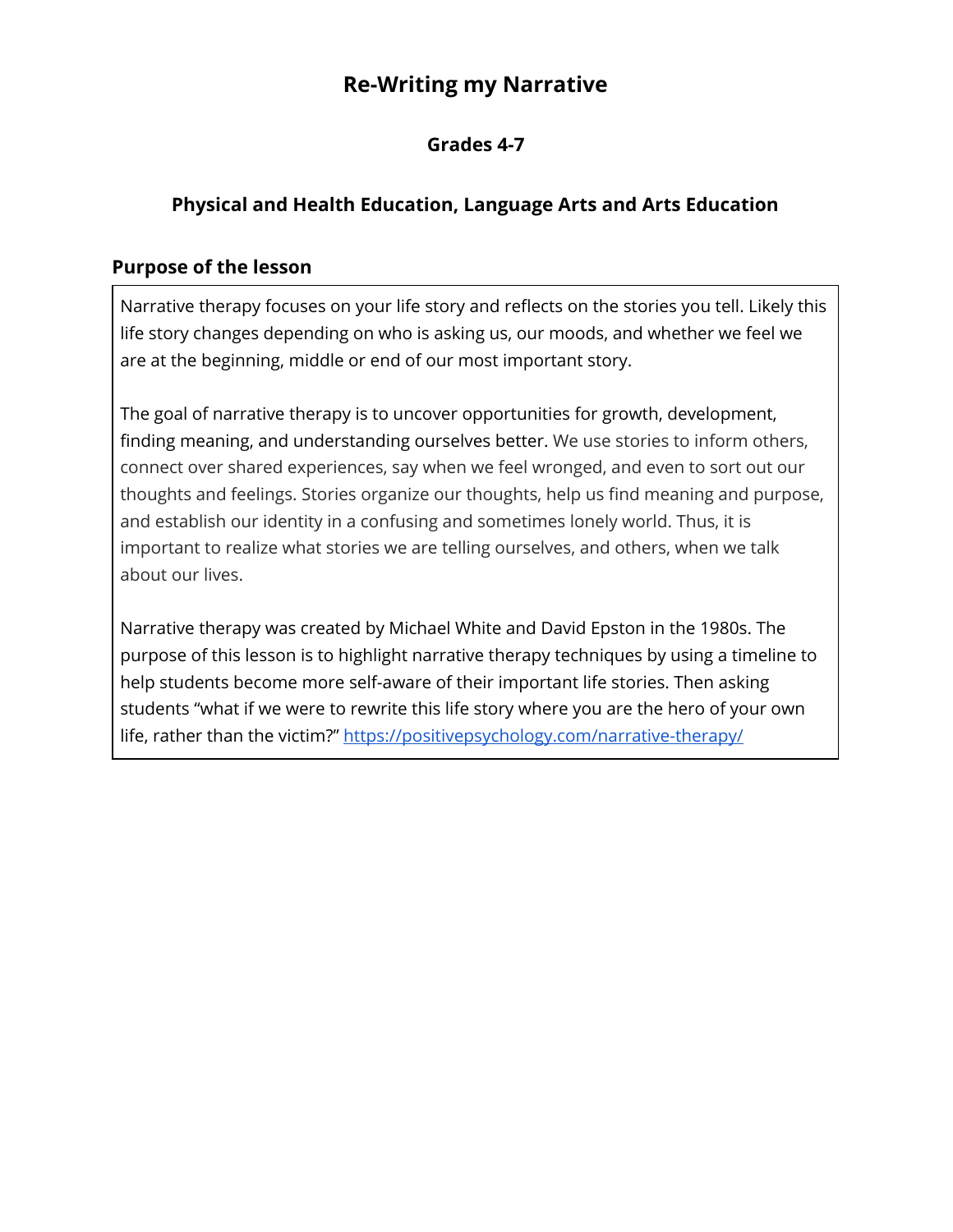# Re-Writing my Narrative

### Grades 4-7

### Physical and Health Education, Language Arts and Arts Education

## Purpose of the lesson

Narrative therapy focuses on your life story and reflects on the stories you tell. Likely this life story changes depending on who is asking us, our moods, and whether we feel we are at the beginning, middle or end of our most important story.

The goal of narrative therapy is to uncover opportunities for growth, development, finding meaning, and understanding ourselves better. We use stories to inform others, connect over shared experiences, say when we feel wronged, and even to sort out our thoughts and feelings. Stories organize our thoughts, help us find meaning and purpose, and establish our identity in a confusing and sometimes lonely world. Thus, it is important to realize what stories we are telling ourselves, and others, when we talk about our lives.

Narrative therapy was created by Michael White and David Epston in the 1980s. The purpose of this lesson is to highlight narrative therapy techniques by using a timeline to help students become more self-aware of their important life stories. Then asking students "what if we were to rewrite this life story where you are the hero of your own life, rather than the victim?" https://positivepsychology.com/narrative-therapy/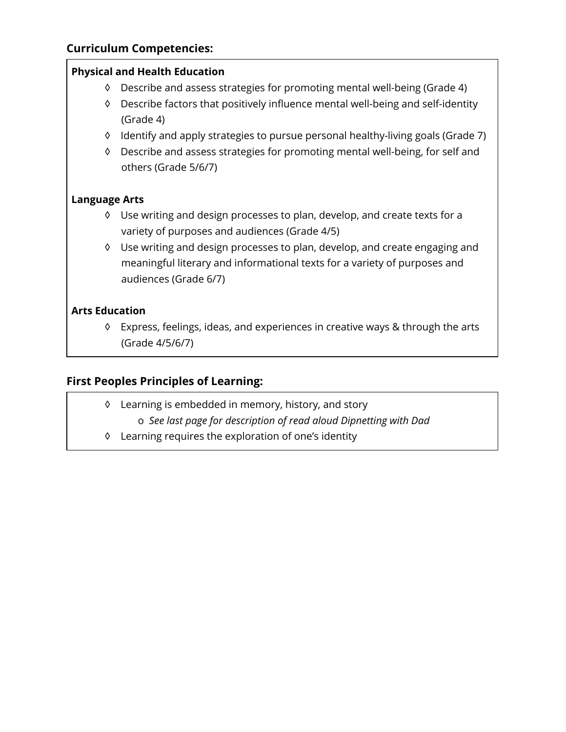## Curriculum Competencies:

**Physical and Health Education**

- ◊ Describe and assess strategies for promoting mental well-being (Grade 4)
- ◊ Describe factors that positively influence mental well-being and self-identity (Grade 4)
- ◊ Identify and apply strategies to pursue personal healthy-living goals (Grade 7)
- ◊ Describe and assess strategies for promoting mental well-being, for self and others (Grade 5/6/7)

**Language Arts**

- ◊ Use writing and design processes to plan, develop, and create texts for a variety of purposes and audiences (Grade 4/5)
- ◊ Use writing and design processes to plan, develop, and create engaging and meaningful literary and informational texts for a variety of purposes and audiences (Grade 6/7)

**Arts Education**

- ◊ Express, feelings, ideas, and experiences in creative ways & through the arts (Grade 4/5/6/7)

## First Peoples Principles of Learning:

- ◊ Learning is embedded in memory, history, and story
  - o *See last page for description of read aloud Dipnetting with Dad*
- ◊ Learning requires the exploration of one's identity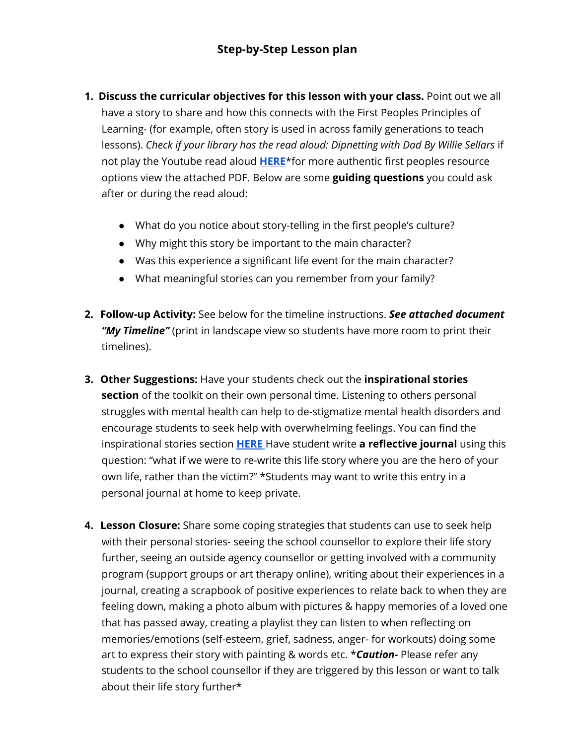## Step-by-Step Lesson plan

1. **Discuss the curricular objectives for this lesson with your class.** Point out we all have a story to share and how this connects with the First Peoples Principles of Learning- (for example, often story is used in across family generations to teach lessons). *Check if your library has the read aloud: Dipnetting with Dad By Willie Sellars* if not play the Youtube read aloud **HERE***for more authentic first peoples resource options view the attached PDF. Below are some **guiding questions** you could ask after or during the read aloud:

   - What do you notice about story-telling in the first people's culture?
   - Why might this story be important to the main character?
   - Was this experience a significant life event for the main character?
   - What meaningful stories can you remember from your family?

2. **Follow-up Activity:** See below for the timeline instructions. ***See attached document "My Timeline"*** (print in landscape view so students have more room to print their timelines).

3. **Other Suggestions:** Have your students check out the **inspirational stories section** of the toolkit on their own personal time. Listening to others personal struggles with mental health can help to de-stigmatize mental health disorders and encourage students to seek help with overwhelming feelings. You can find the inspirational stories section **HERE** Have student write **a reflective journal** using this question: "what if we were to re-write this life story where you are the hero of your own life, rather than the victim?" *Students may want to write this entry in a personal journal at home to keep private.

4. **Lesson Closure:** Share some coping strategies that students can use to seek help with their personal stories- seeing the school counsellor to explore their life story further, seeing an outside agency counsellor or getting involved with a community program (support groups or art therapy online), writing about their experiences in a journal, creating a scrapbook of positive experiences to relate back to when they are feeling down, making a photo album with pictures & happy memories of a loved one that has passed away, creating a playlist they can listen to when reflecting on memories/emotions (self-esteem, grief, sadness, anger- for workouts) doing some art to express their story with painting & words etc. ****Caution-*** Please refer any students to the school counsellor if they are triggered by this lesson or want to talk about their life story further*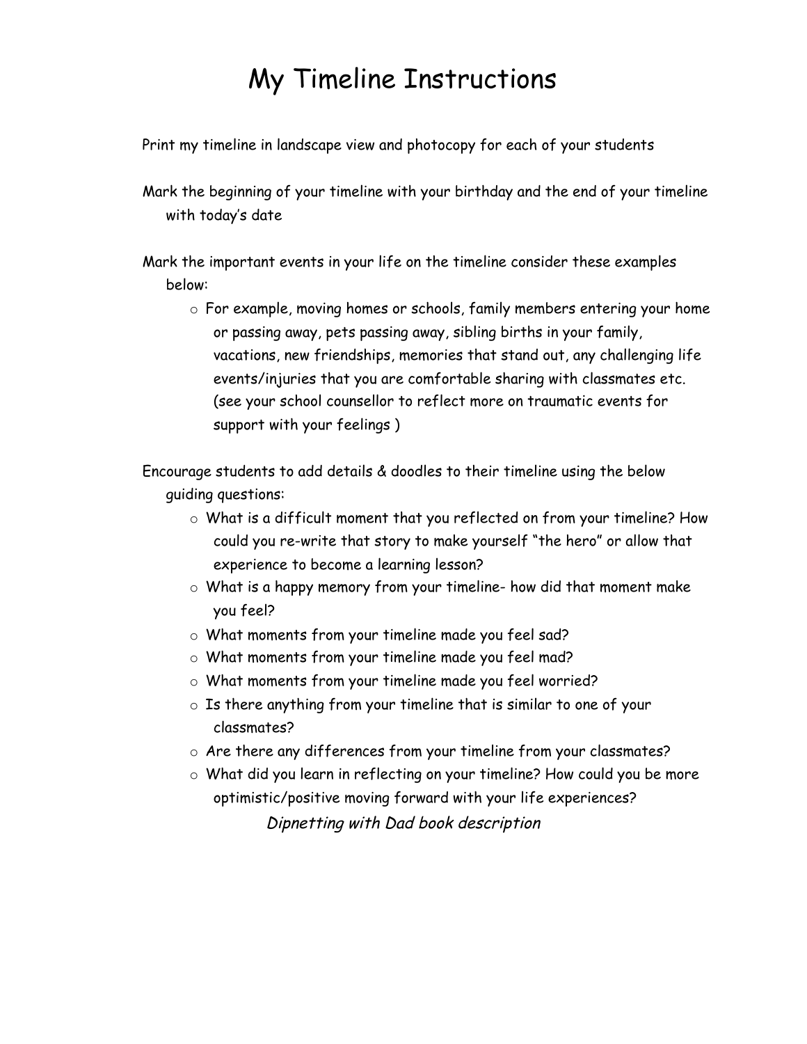# My Timeline Instructions

Print my timeline in landscape view and photocopy for each of your students

Mark the beginning of your timeline with your birthday and the end of your timeline with today's date

Mark the important events in your life on the timeline consider these examples below:

- For example, moving homes or schools, family members entering your home or passing away, pets passing away, sibling births in your family, vacations, new friendships, memories that stand out, any challenging life events/injuries that you are comfortable sharing with classmates etc. (see your school counsellor to reflect more on traumatic events for support with your feelings )

Encourage students to add details & doodles to their timeline using the below guiding questions:

- What is a difficult moment that you reflected on from your timeline? How could you re-write that story to make yourself "the hero" or allow that experience to become a learning lesson?
- What is a happy memory from your timeline- how did that moment make you feel?
- What moments from your timeline made you feel sad?
- What moments from your timeline made you feel mad?
- What moments from your timeline made you feel worried?
- Is there anything from your timeline that is similar to one of your classmates?
- Are there any differences from your timeline from your classmates?
- What did you learn in reflecting on your timeline? How could you be more optimistic/positive moving forward with your life experiences?

*Dipnetting with Dad book description*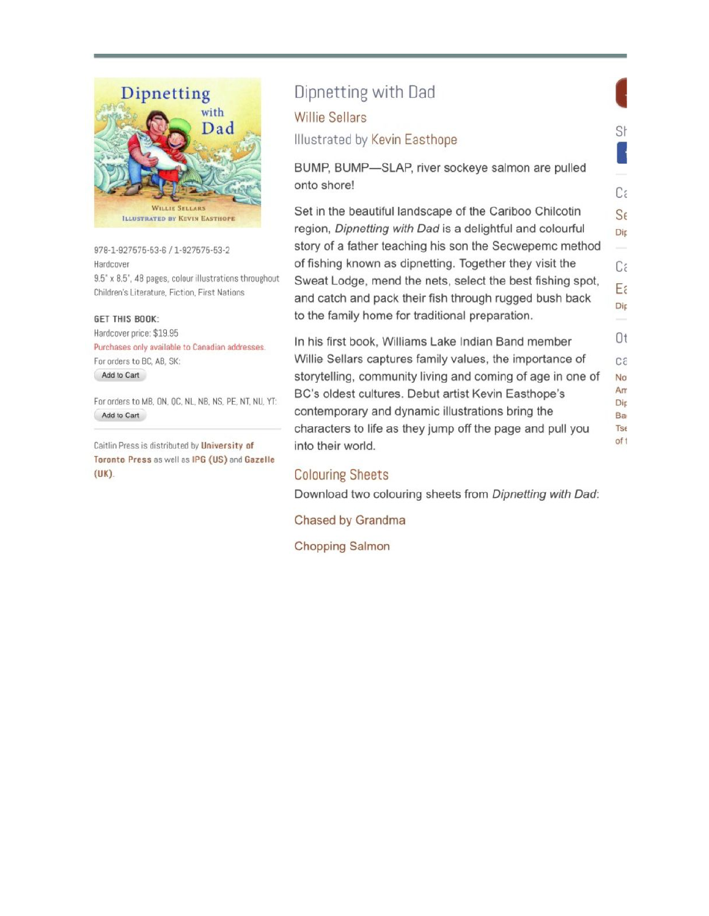# Dipnetting with Dad

## Willie Sellars

Illustrated by Kevin Easthope

978-1-927575-53-6 / 1-927575-53-2
Hardcover
9.5" x 8.5", 48 pages, colour illustrations throughout
Children's Literature, Fiction, First Nations

**GET THIS BOOK:**
Hardcover price: $19.95
Purchases only available to Canadian addresses.
For orders to BC, AB, SK:
Add to Cart

For orders to MB, ON, QC, NL, NB, NS, PE, NT, NU, YT:
Add to Cart

Caitlin Press is distributed by **University of Toronto Press** as well as **IPG (US)** and **Gazelle (UK)**.

BUMP, BUMP—SLAP, river sockeye salmon are pulled onto shore!

Set in the beautiful landscape of the Cariboo Chilcotin region, *Dipnetting with Dad* is a delightful and colourful story of a father teaching his son the Secwepemc method of fishing known as dipnetting. Together they visit the Sweat Lodge, mend the nets, select the best fishing spot, and catch and pack their fish through rugged bush back to the family home for traditional preparation.

In his first book, Williams Lake Indian Band member Willie Sellars captures family values, the importance of storytelling, community living and coming of age in one of BC's oldest cultures. Debut artist Kevin Easthope's contemporary and dynamic illustrations bring the characters to life as they jump off the page and pull you into their world.

## Colouring Sheets

Download two colouring sheets from *Dipnetting with Dad*:

Chased by Grandma

Chopping Salmon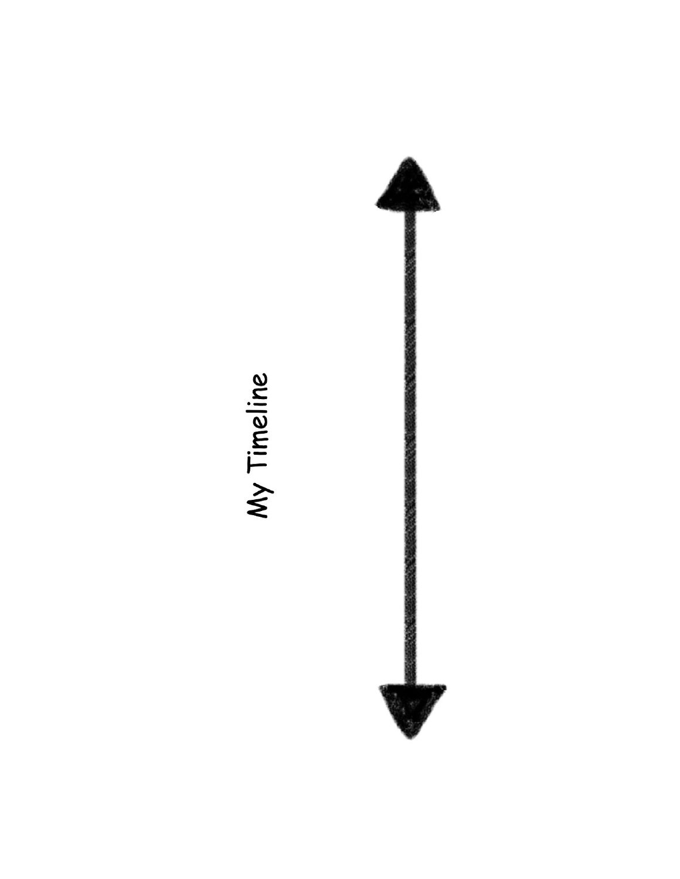My Timeline